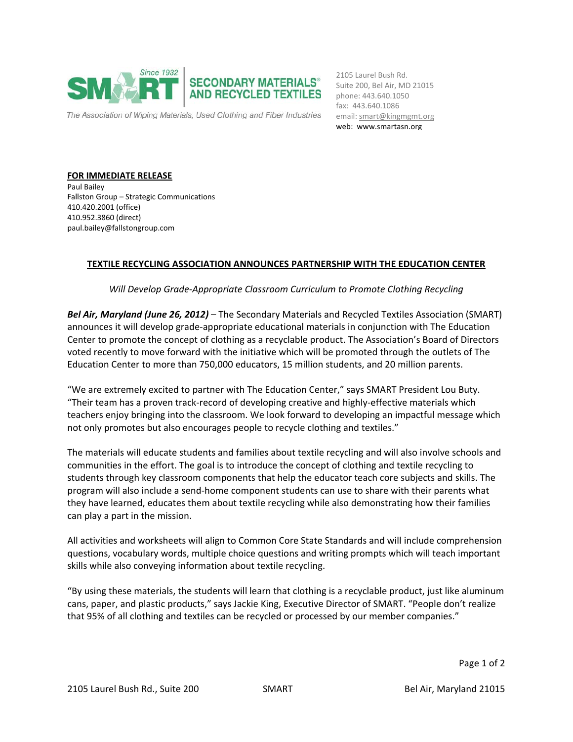**SMART** Since 1932 | **SECONDARY MATERIALS® AND RECYCLED TEXTILES**

*The Association of Wiping Materials, Used Clothing and Fiber Industries*

2105 Laurel Bush Rd.
Suite 200, Bel Air, MD 21015
phone: 443.640.1050
fax: 443.640.1086
email: smart@kingmgmt.org
web: www.smartasn.org

**FOR IMMEDIATE RELEASE**
Paul Bailey
Fallston Group – Strategic Communications
410.420.2001 (office)
410.952.3860 (direct)
paul.bailey@fallstongroup.com

## TEXTILE RECYCLING ASSOCIATION ANNOUNCES PARTNERSHIP WITH THE EDUCATION CENTER

*Will Develop Grade-Appropriate Classroom Curriculum to Promote Clothing Recycling*

***Bel Air, Maryland (June 26, 2012)*** – The Secondary Materials and Recycled Textiles Association (SMART) announces it will develop grade-appropriate educational materials in conjunction with The Education Center to promote the concept of clothing as a recyclable product. The Association's Board of Directors voted recently to move forward with the initiative which will be promoted through the outlets of The Education Center to more than 750,000 educators, 15 million students, and 20 million parents.

"We are extremely excited to partner with The Education Center," says SMART President Lou Buty. "Their team has a proven track-record of developing creative and highly-effective materials which teachers enjoy bringing into the classroom. We look forward to developing an impactful message which not only promotes but also encourages people to recycle clothing and textiles."

The materials will educate students and families about textile recycling and will also involve schools and communities in the effort. The goal is to introduce the concept of clothing and textile recycling to students through key classroom components that help the educator teach core subjects and skills. The program will also include a send-home component students can use to share with their parents what they have learned, educates them about textile recycling while also demonstrating how their families can play a part in the mission.

All activities and worksheets will align to Common Core State Standards and will include comprehension questions, vocabulary words, multiple choice questions and writing prompts which will teach important skills while also conveying information about textile recycling.

"By using these materials, the students will learn that clothing is a recyclable product, just like aluminum cans, paper, and plastic products," says Jackie King, Executive Director of SMART. "People don't realize that 95% of all clothing and textiles can be recycled or processed by our member companies."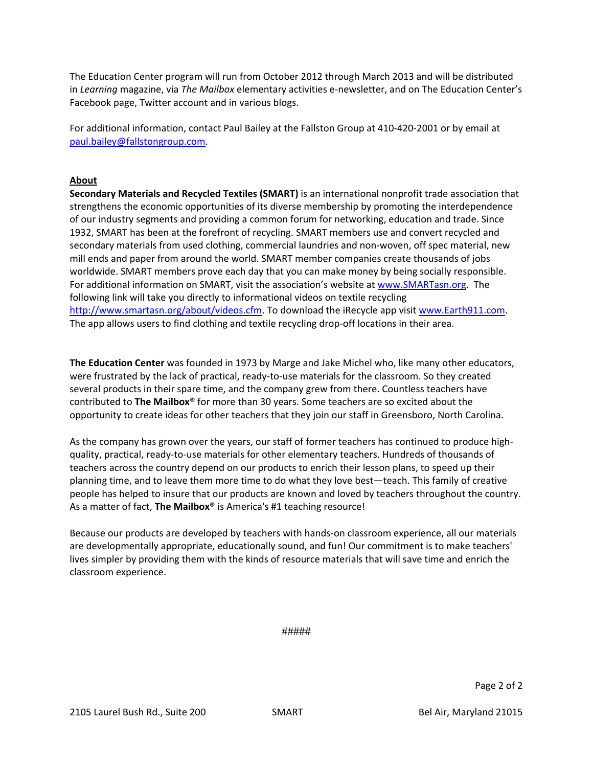The Education Center program will run from October 2012 through March 2013 and will be distributed in *Learning* magazine, via *The Mailbox* elementary activities e-newsletter, and on The Education Center's Facebook page, Twitter account and in various blogs.

For additional information, contact Paul Bailey at the Fallston Group at 410-420-2001 or by email at [paul.bailey@fallstongroup.com](mailto:paul.bailey@fallstongroup.com).

## About

**Secondary Materials and Recycled Textiles (SMART)** is an international nonprofit trade association that strengthens the economic opportunities of its diverse membership by promoting the interdependence of our industry segments and providing a common forum for networking, education and trade. Since 1932, SMART has been at the forefront of recycling. SMART members use and convert recycled and secondary materials from used clothing, commercial laundries and non-woven, off spec material, new mill ends and paper from around the world. SMART member companies create thousands of jobs worldwide. SMART members prove each day that you can make money by being socially responsible. For additional information on SMART, visit the association's website at [www.SMARTasn.org](http://www.SMARTasn.org). The following link will take you directly to informational videos on textile recycling [http://www.smartasn.org/about/videos.cfm](http://www.smartasn.org/about/videos.cfm). To download the iRecycle app visit [www.Earth911.com](http://www.Earth911.com). The app allows users to find clothing and textile recycling drop-off locations in their area.

**The Education Center** was founded in 1973 by Marge and Jake Michel who, like many other educators, were frustrated by the lack of practical, ready-to-use materials for the classroom. So they created several products in their spare time, and the company grew from there. Countless teachers have contributed to **The Mailbox®** for more than 30 years. Some teachers are so excited about the opportunity to create ideas for other teachers that they join our staff in Greensboro, North Carolina.

As the company has grown over the years, our staff of former teachers has continued to produce high-quality, practical, ready-to-use materials for other elementary teachers. Hundreds of thousands of teachers across the country depend on our products to enrich their lesson plans, to speed up their planning time, and to leave them more time to do what they love best—teach. This family of creative people has helped to insure that our products are known and loved by teachers throughout the country. As a matter of fact, **The Mailbox®** is America's #1 teaching resource!

Because our products are developed by teachers with hands-on classroom experience, all our materials are developmentally appropriate, educationally sound, and fun! Our commitment is to make teachers' lives simpler by providing them with the kinds of resource materials that will save time and enrich the classroom experience.

#####

2105 Laurel Bush Rd., Suite 200 SMART Bel Air, Maryland 21015